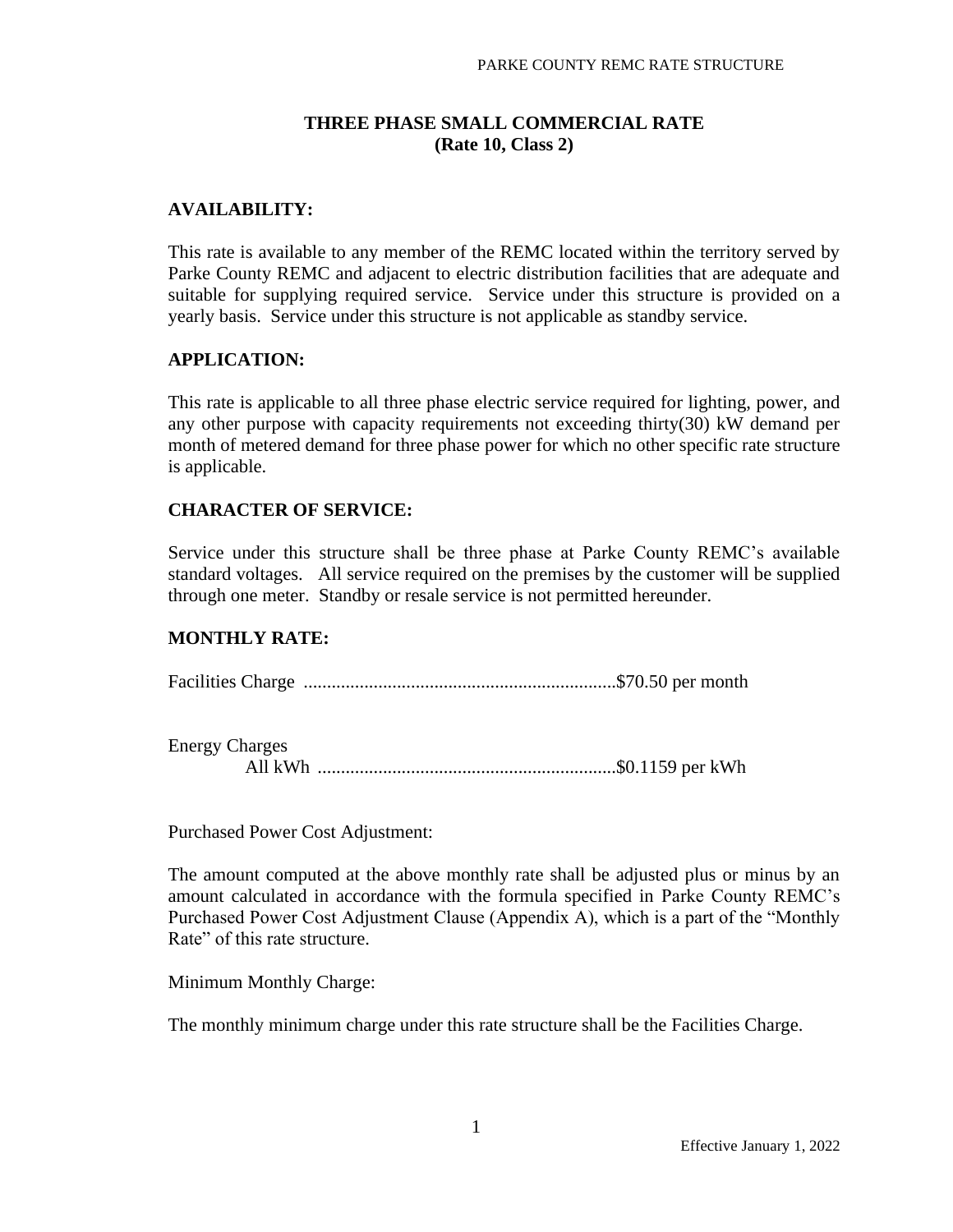# THREE PHASE SMALL COMMERCIAL RATE
## (Rate 10, Class 2)

### AVAILABILITY:

This rate is available to any member of the REMC located within the territory served by Parke County REMC and adjacent to electric distribution facilities that are adequate and suitable for supplying required service. Service under this structure is provided on a yearly basis. Service under this structure is not applicable as standby service.

### APPLICATION:

This rate is applicable to all three phase electric service required for lighting, power, and any other purpose with capacity requirements not exceeding thirty(30) kW demand per month of metered demand for three phase power for which no other specific rate structure is applicable.

### CHARACTER OF SERVICE:

Service under this structure shall be three phase at Parke County REMC's available standard voltages. All service required on the premises by the customer will be supplied through one meter. Standby or resale service is not permitted hereunder.

### MONTHLY RATE:

Facilities Charge ..................................................................$70.50 per month

Energy Charges
All kWh ...............................................................$0.1159 per kWh

Purchased Power Cost Adjustment:

The amount computed at the above monthly rate shall be adjusted plus or minus by an amount calculated in accordance with the formula specified in Parke County REMC's Purchased Power Cost Adjustment Clause (Appendix A), which is a part of the "Monthly Rate" of this rate structure.

Minimum Monthly Charge:

The monthly minimum charge under this rate structure shall be the Facilities Charge.

Effective January 1, 2022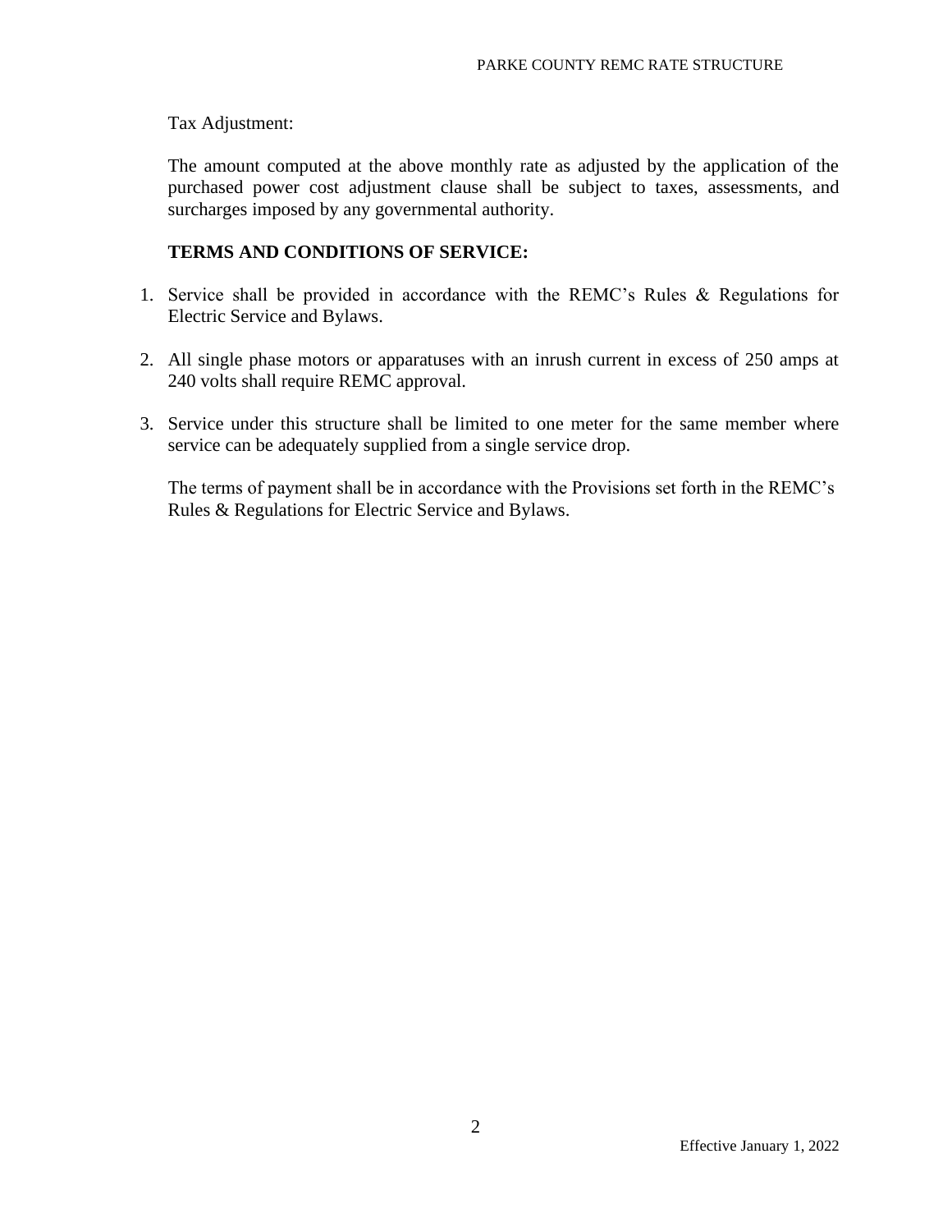Tax Adjustment:

The amount computed at the above monthly rate as adjusted by the application of the purchased power cost adjustment clause shall be subject to taxes, assessments, and surcharges imposed by any governmental authority.

**TERMS AND CONDITIONS OF SERVICE:**

1. Service shall be provided in accordance with the REMC's Rules & Regulations for Electric Service and Bylaws.

2. All single phase motors or apparatuses with an inrush current in excess of 250 amps at 240 volts shall require REMC approval.

3. Service under this structure shall be limited to one meter for the same member where service can be adequately supplied from a single service drop.

The terms of payment shall be in accordance with the Provisions set forth in the REMC's Rules & Regulations for Electric Service and Bylaws.

Effective January 1, 2022